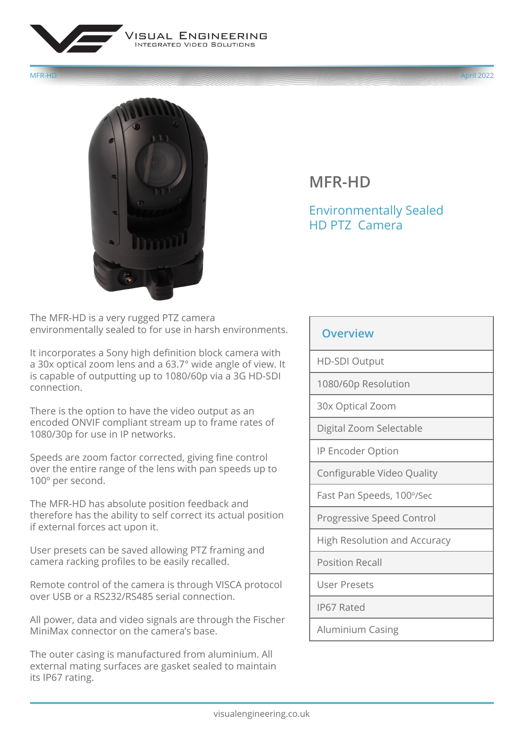# MFR-HD

## Environmentally Sealed HD PTZ Camera

The MFR-HD is a very rugged PTZ camera environmentally sealed to for use in harsh environments.

It incorporates a Sony high definition block camera with a 30x optical zoom lens and a 63.7° wide angle of view. It is capable of outputting up to 1080/60p via a 3G HD-SDI connection.

There is the option to have the video output as an encoded ONVIF compliant stream up to frame rates of 1080/30p for use in IP networks.

Speeds are zoom factor corrected, giving fine control over the entire range of the lens with pan speeds up to 100° per second.

The MFR-HD has absolute position feedback and therefore has the ability to self correct its actual position if external forces act upon it.

User presets can be saved allowing PTZ framing and camera racking profiles to be easily recalled.

Remote control of the camera is through VISCA protocol over USB or a RS232/RS485 serial connection.

All power, data and video signals are through the Fischer MiniMax connector on the camera's base.

The outer casing is manufactured from aluminium. All external mating surfaces are gasket sealed to maintain its IP67 rating.

| Overview |
|---|
| HD-SDI Output |
| 1080/60p Resolution |
| 30x Optical Zoom |
| Digital Zoom Selectable |
| IP Encoder Option |
| Configurable Video Quality |
| Fast Pan Speeds, 100°/Sec |
| Progressive Speed Control |
| High Resolution and Accuracy |
| Position Recall |
| User Presets |
| IP67 Rated |
| Aluminium Casing |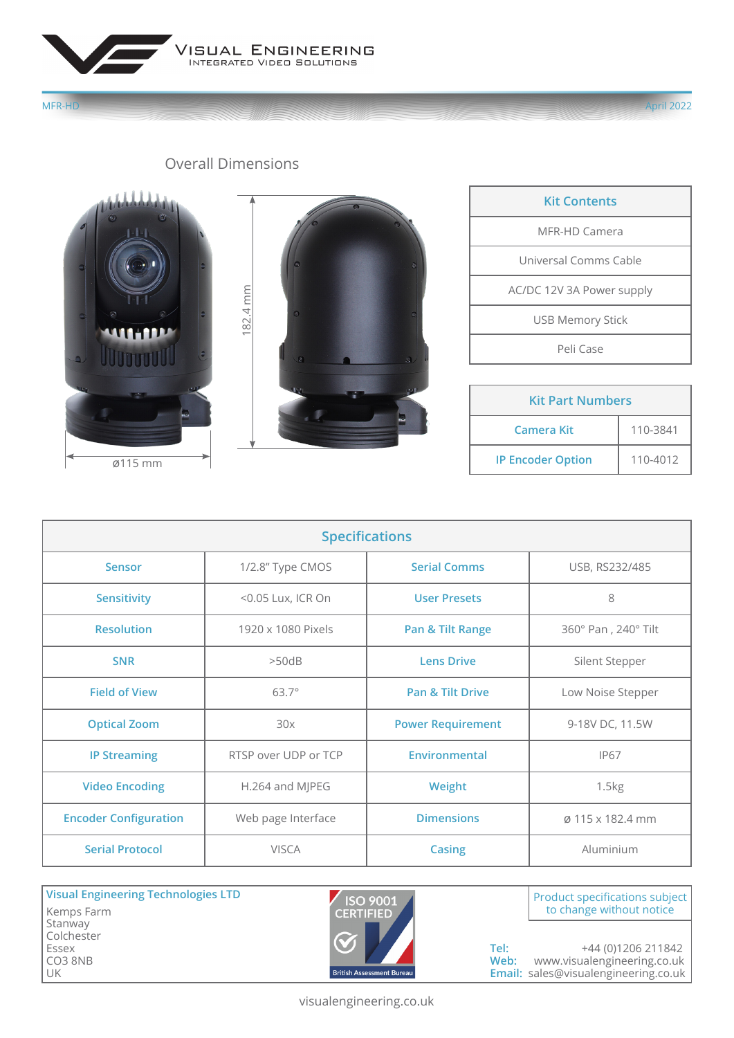## Overall Dimensions

182.4 mm

ø115 mm

| Kit Contents |
|---|
| MFR-HD Camera |
| Universal Comms Cable |
| AC/DC 12V 3A Power supply |
| USB Memory Stick |
| Peli Case |

| Kit Part Numbers | |
|---|---|
| Camera Kit | 110-3841 |
| IP Encoder Option | 110-4012 |

## Specifications

| | | | |
|---|---|---|---|
| Sensor | 1/2.8" Type CMOS | Serial Comms | USB, RS232/485 |
| Sensitivity | <0.05 Lux, ICR On | User Presets | 8 |
| Resolution | 1920 x 1080 Pixels | Pan & Tilt Range | 360° Pan , 240° Tilt |
| SNR | >50dB | Lens Drive | Silent Stepper |
| Field of View | 63.7° | Pan & Tilt Drive | Low Noise Stepper |
| Optical Zoom | 30x | Power Requirement | 9-18V DC, 11.5W |
| IP Streaming | RTSP over UDP or TCP | Environmental | IP67 |
| Video Encoding | H.264 and MJPEG | Weight | 1.5kg |
| Encoder Configuration | Web page Interface | Dimensions | ø 115 x 182.4 mm |
| Serial Protocol | VISCA | Casing | Aluminium |

**Visual Engineering Technologies LTD**
Kemps Farm
Stanway
Colchester
Essex
CO3 8NB
UK

ISO 9001 CERTIFIED
British Assessment Bureau

Product specifications subject to change without notice

Tel: +44 (0)1206 211842
Web: www.visualengineering.co.uk
Email: sales@visualengineering.co.uk

visualengineering.co.uk